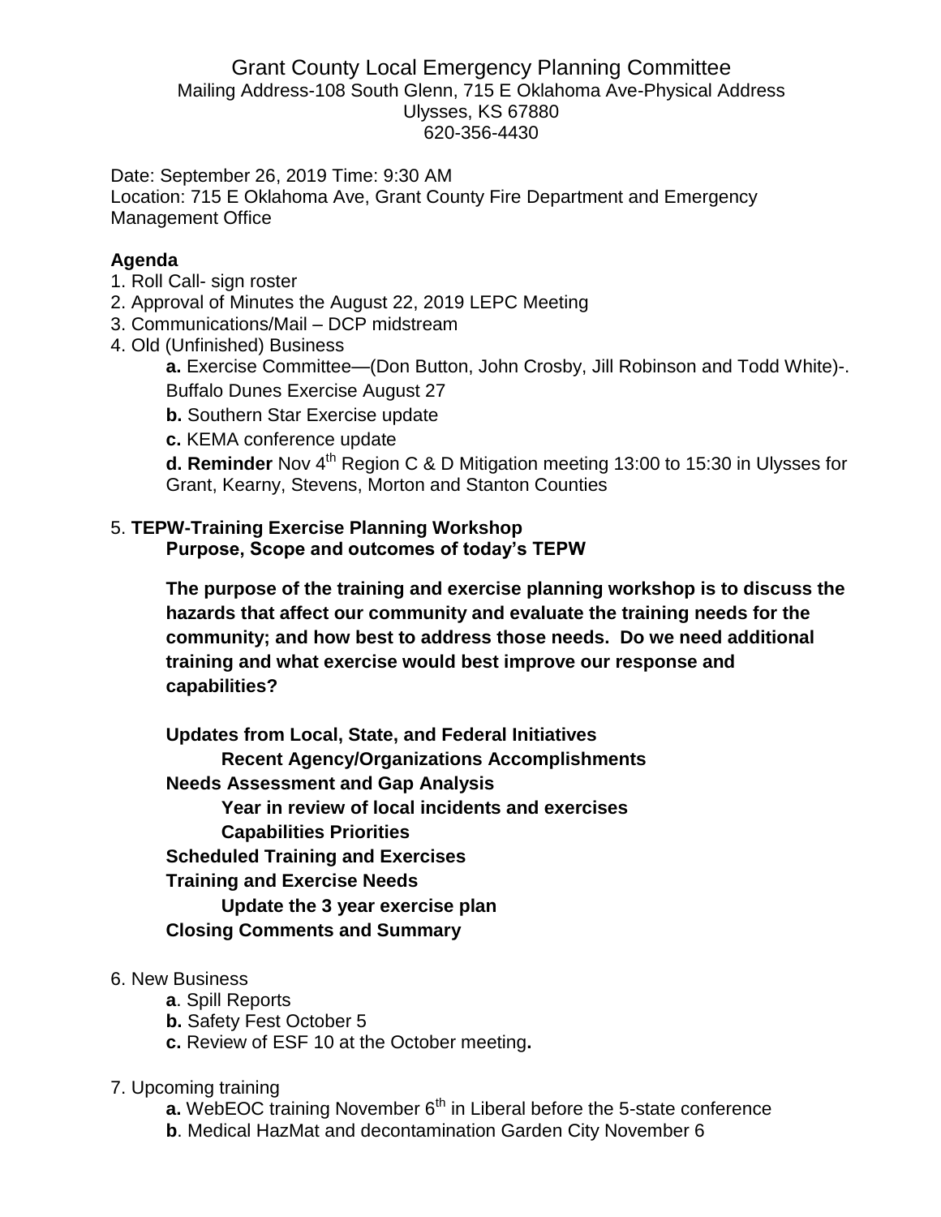# Grant County Local Emergency Planning Committee

Mailing Address-108 South Glenn, 715 E Oklahoma Ave-Physical Address
Ulysses, KS 67880
620-356-4430

Date: September 26, 2019 Time: 9:30 AM
Location: 715 E Oklahoma Ave, Grant County Fire Department and Emergency Management Office

**Agenda**

1. Roll Call- sign roster
2. Approval of Minutes the August 22, 2019 LEPC Meeting
3. Communications/Mail – DCP midstream
4. Old (Unfinished) Business
   **a.** Exercise Committee—(Don Button, John Crosby, Jill Robinson and Todd White)-. Buffalo Dunes Exercise August 27
   **b.** Southern Star Exercise update
   **c.** KEMA conference update
   **d. Reminder** Nov 4th Region C & D Mitigation meeting 13:00 to 15:30 in Ulysses for Grant, Kearny, Stevens, Morton and Stanton Counties

5. **TEPW-Training Exercise Planning Workshop**
   **Purpose, Scope and outcomes of today's TEPW**

   **The purpose of the training and exercise planning workshop is to discuss the hazards that affect our community and evaluate the training needs for the community; and how best to address those needs. Do we need additional training and what exercise would best improve our response and capabilities?**

   **Updates from Local, State, and Federal Initiatives**
      **Recent Agency/Organizations Accomplishments**
   **Needs Assessment and Gap Analysis**
      **Year in review of local incidents and exercises**
      **Capabilities Priorities**
   **Scheduled Training and Exercises**
   **Training and Exercise Needs**
      **Update the 3 year exercise plan**
   **Closing Comments and Summary**

6. New Business
   **a**. Spill Reports
   **b.** Safety Fest October 5
   **c.** Review of ESF 10 at the October meeting**.**

7. Upcoming training
   **a.** WebEOC training November 6th in Liberal before the 5-state conference
   **b**. Medical HazMat and decontamination Garden City November 6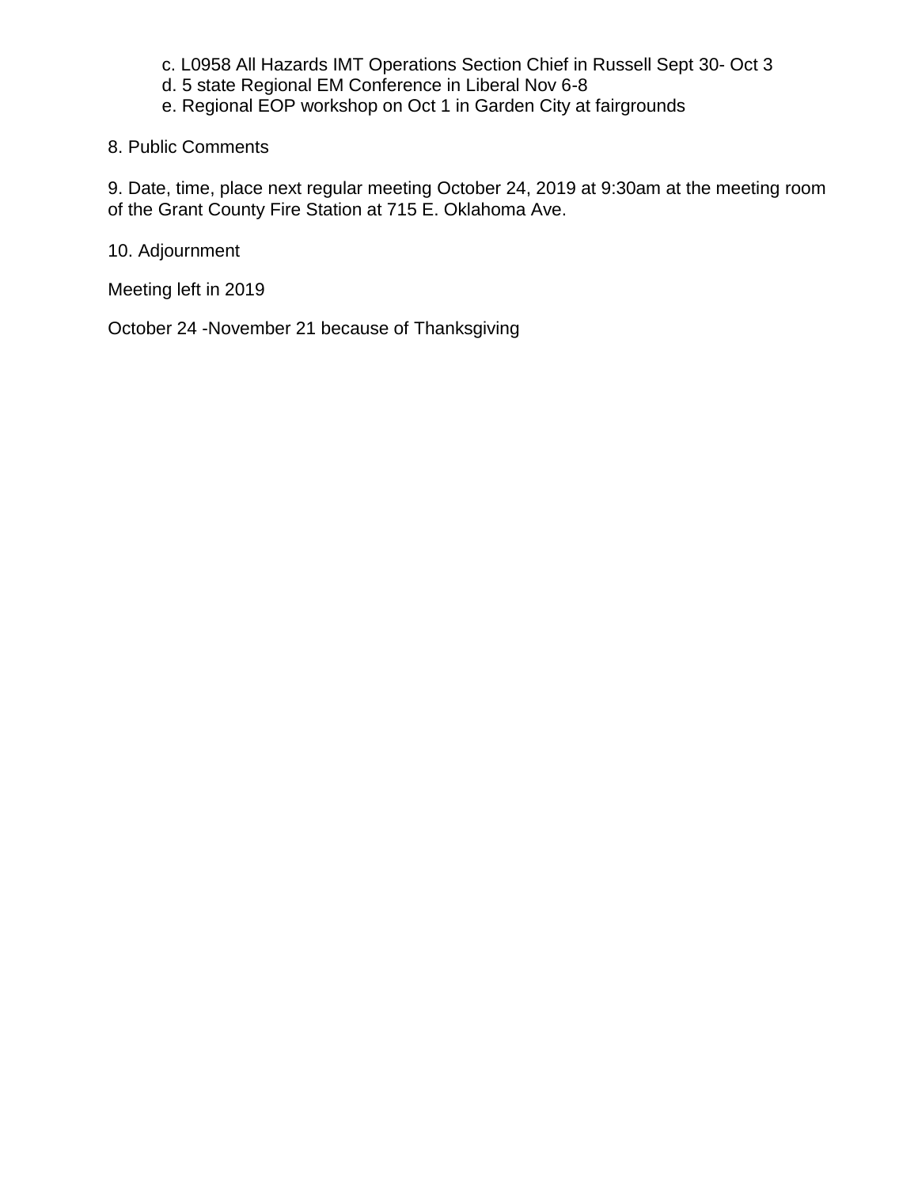c. L0958 All Hazards IMT Operations Section Chief in Russell Sept 30- Oct 3
d. 5 state Regional EM Conference in Liberal Nov 6-8
e. Regional EOP workshop on Oct 1 in Garden City at fairgrounds

8. Public Comments

9. Date, time, place next regular meeting October 24, 2019 at 9:30am at the meeting room of the Grant County Fire Station at 715 E. Oklahoma Ave.

10. Adjournment

Meeting left in 2019

October 24 -November 21 because of Thanksgiving